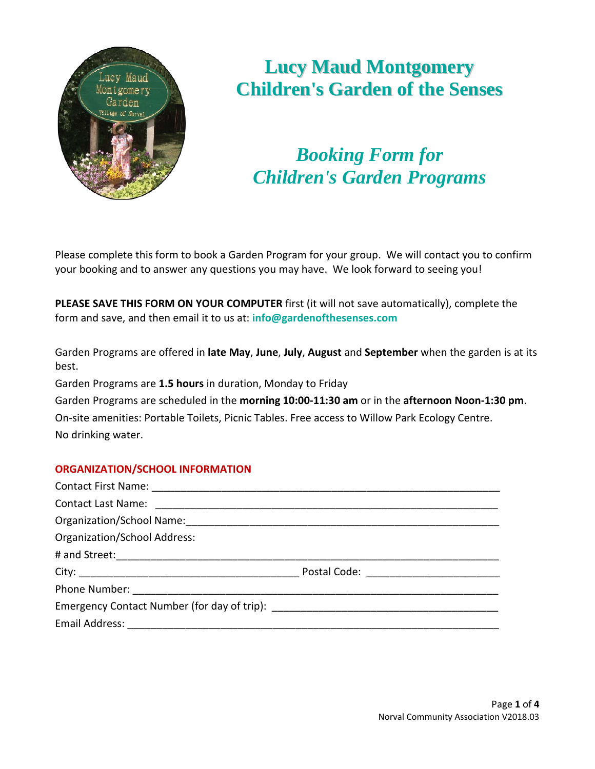# Lucy Maud Montgomery Children's Garden of the Senses

## *Booking Form for Children's Garden Programs*

Please complete this form to book a Garden Program for your group. We will contact you to confirm your booking and to answer any questions you may have. We look forward to seeing you!

**PLEASE SAVE THIS FORM ON YOUR COMPUTER** first (it will not save automatically), complete the form and save, and then email it to us at: **info@gardenofthesenses.com**

Garden Programs are offered in **late May**, **June**, **July**, **August** and **September** when the garden is at its best.

Garden Programs are **1.5 hours** in duration, Monday to Friday

Garden Programs are scheduled in the **morning 10:00-11:30 am** or in the **afternoon Noon-1:30 pm**.

On-site amenities: Portable Toilets, Picnic Tables. Free access to Willow Park Ecology Centre.

No drinking water.

### ORGANIZATION/SCHOOL INFORMATION

Contact First Name: ____________________________________________

Contact Last Name: ____________________________________________

Organization/School Name: ____________________________________________

Organization/School Address:

# and Street: ____________________________________________

City: ________________________ Postal Code: ________________

Phone Number: ____________________________________________

Emergency Contact Number (for day of trip): ____________________________

Email Address: ____________________________________________

Norval Community Association V2018.03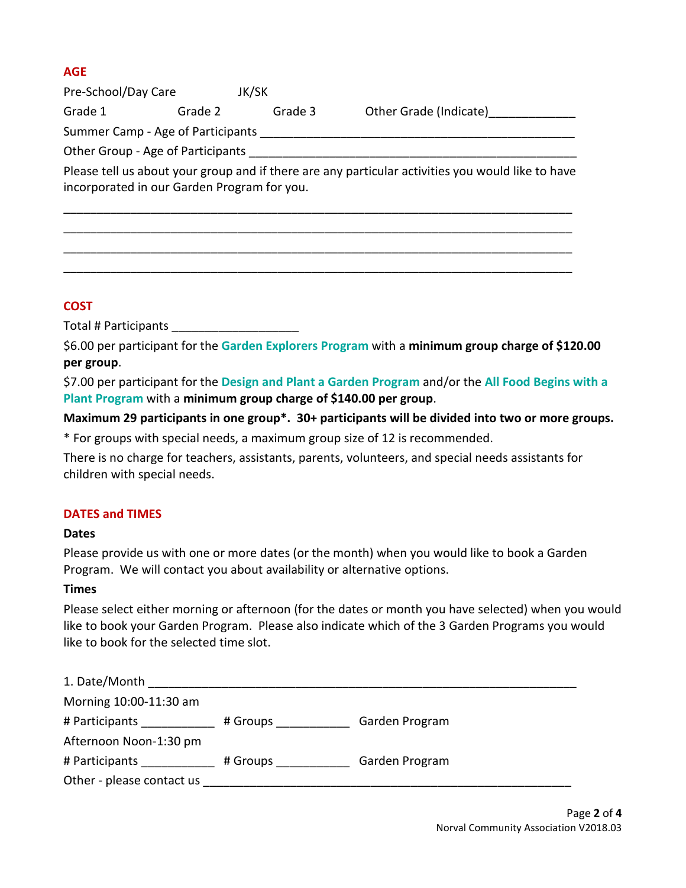## AGE

Pre-School/Day Care      JK/SK

Grade 1      Grade 2      Grade 3      Other Grade (Indicate)_____________

Summer Camp - Age of Participants ________________________________________________

Other Group - Age of Participants __________________________________________________

Please tell us about your group and if there are any particular activities you would like to have incorporated in our Garden Program for you.

_____________________________________________________________________________

_____________________________________________________________________________

_____________________________________________________________________________

_____________________________________________________________________________

## COST

Total # Participants ___________________

$6.00 per participant for the **Garden Explorers Program** with a **minimum group charge of $120.00 per group**.

$7.00 per participant for the **Design and Plant a Garden Program** and/or the **All Food Begins with a Plant Program** with a **minimum group charge of $140.00 per group**.

**Maximum 29 participants in one group*. 30+ participants will be divided into two or more groups.**

* For groups with special needs, a maximum group size of 12 is recommended.

There is no charge for teachers, assistants, parents, volunteers, and special needs assistants for children with special needs.

## DATES and TIMES

**Dates**

Please provide us with one or more dates (or the month) when you would like to book a Garden Program. We will contact you about availability or alternative options.

**Times**

Please select either morning or afternoon (for the dates or month you have selected) when you would like to book your Garden Program. Please also indicate which of the 3 Garden Programs you would like to book for the selected time slot.

1. Date/Month ______________________________________________________________

Morning 10:00-11:30 am

# Participants ___________   # Groups ___________   Garden Program

Afternoon Noon-1:30 pm

# Participants ___________   # Groups ___________   Garden Program

Other - please contact us ________________________________________________________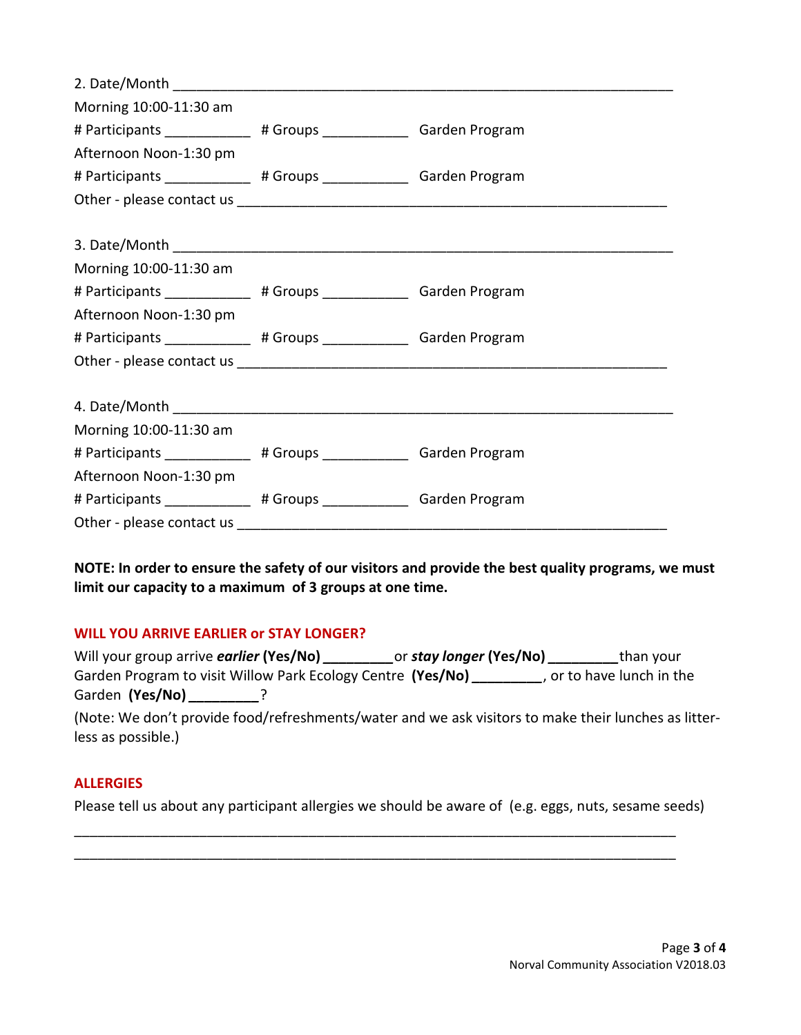2. Date/Month ________________________________________________________________

Morning 10:00-11:30 am

# Participants ___________ # Groups ___________ Garden Program

Afternoon Noon-1:30 pm

# Participants ___________ # Groups ___________ Garden Program

Other - please contact us ________________________________________________________

3. Date/Month ________________________________________________________________

Morning 10:00-11:30 am

# Participants ___________ # Groups ___________ Garden Program

Afternoon Noon-1:30 pm

# Participants ___________ # Groups ___________ Garden Program

Other - please contact us ________________________________________________________

4. Date/Month ________________________________________________________________

Morning 10:00-11:30 am

# Participants ___________ # Groups ___________ Garden Program

Afternoon Noon-1:30 pm

# Participants ___________ # Groups ___________ Garden Program

Other - please contact us ________________________________________________________

**NOTE: In order to ensure the safety of our visitors and provide the best quality programs, we must limit our capacity to a maximum of 3 groups at one time.**

## WILL YOU ARRIVE EARLIER or STAY LONGER?

Will your group arrive ***earlier*** **(Yes/No) _________** or ***stay longer*** **(Yes/No) _________** than your Garden Program to visit Willow Park Ecology Centre **(Yes/No) _________**, or to have lunch in the Garden **(Yes/No) _________**?

(Note: We don't provide food/refreshments/water and we ask visitors to make their lunches as litter-less as possible.)

## ALLERGIES

Please tell us about any participant allergies we should be aware of (e.g. eggs, nuts, sesame seeds)

______________________________________________________________________________

______________________________________________________________________________

Norval Community Association V2018.03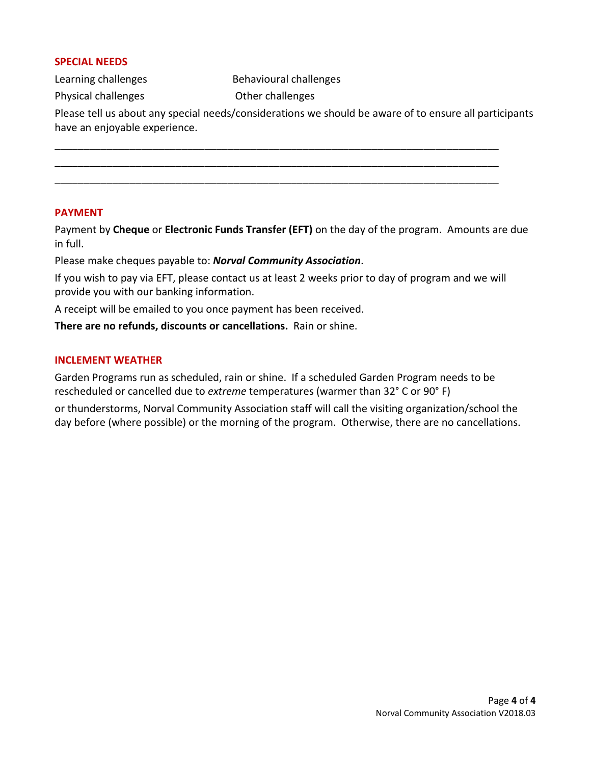## SPECIAL NEEDS

Learning challenges Behavioural challenges

Physical challenges Other challenges

Please tell us about any special needs/considerations we should be aware of to ensure all participants have an enjoyable experience.

_______________________________________________________________________________

_______________________________________________________________________________

_______________________________________________________________________________

## PAYMENT

Payment by **Cheque** or **Electronic Funds Transfer (EFT)** on the day of the program. Amounts are due in full.

Please make cheques payable to: ***Norval Community Association***.

If you wish to pay via EFT, please contact us at least 2 weeks prior to day of program and we will provide you with our banking information.

A receipt will be emailed to you once payment has been received.

**There are no refunds, discounts or cancellations.** Rain or shine.

## INCLEMENT WEATHER

Garden Programs run as scheduled, rain or shine. If a scheduled Garden Program needs to be rescheduled or cancelled due to *extreme* temperatures (warmer than 32° C or 90° F)

or thunderstorms, Norval Community Association staff will call the visiting organization/school the day before (where possible) or the morning of the program. Otherwise, there are no cancellations.